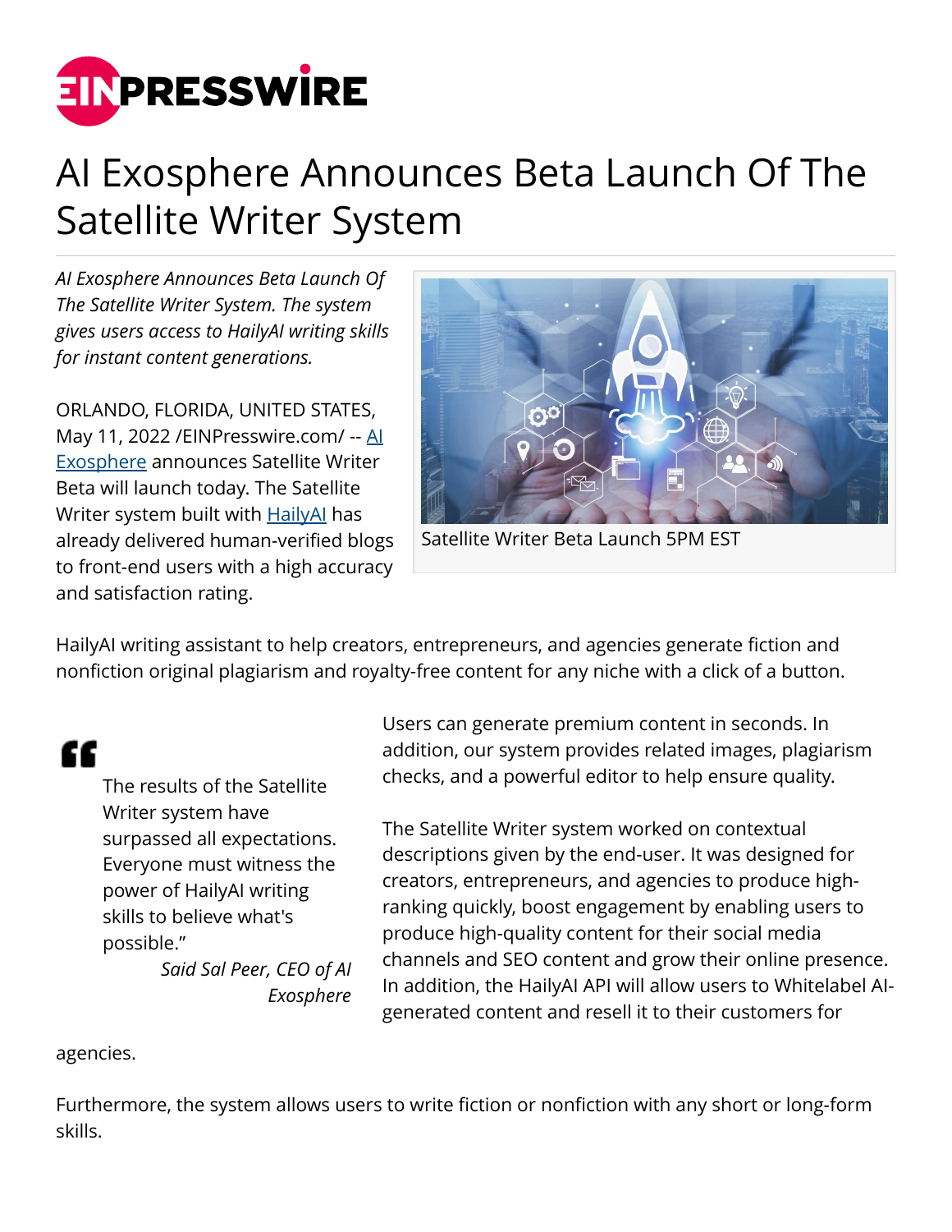# AI Exosphere Announces Beta Launch Of The Satellite Writer System

*AI Exosphere Announces Beta Launch Of The Satellite Writer System. The system gives users access to HailyAI writing skills for instant content generations.*

ORLANDO, FLORIDA, UNITED STATES, May 11, 2022 /EINPresswire.com/ -- AI Exosphere announces Satellite Writer Beta will launch today. The Satellite Writer system built with HailyAI has already delivered human-verified blogs to front-end users with a high accuracy and satisfaction rating.

Satellite Writer Beta Launch 5PM EST

HailyAI writing assistant to help creators, entrepreneurs, and agencies generate fiction and nonfiction original plagiarism and royalty-free content for any niche with a click of a button.

> The results of the Satellite Writer system have surpassed all expectations. Everyone must witness the power of HailyAI writing skills to believe what's possible."
>
> *Said Sal Peer, CEO of AI Exosphere*

Users can generate premium content in seconds. In addition, our system provides related images, plagiarism checks, and a powerful editor to help ensure quality.

The Satellite Writer system worked on contextual descriptions given by the end-user. It was designed for creators, entrepreneurs, and agencies to produce high-ranking quickly, boost engagement by enabling users to produce high-quality content for their social media channels and SEO content and grow their online presence. In addition, the HailyAI API will allow users to Whitelabel AI-generated content and resell it to their customers for agencies.

Furthermore, the system allows users to write fiction or nonfiction with any short or long-form skills.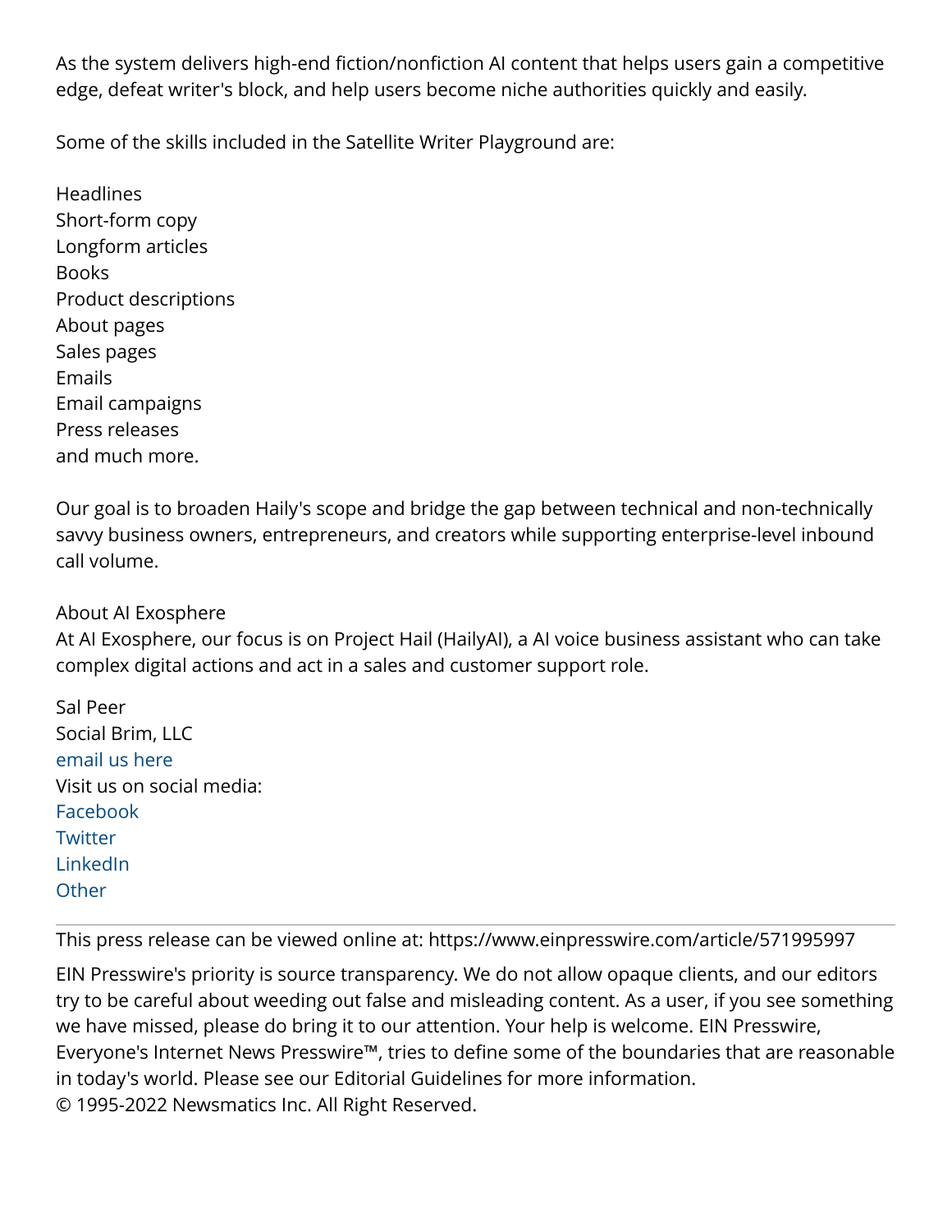As the system delivers high-end fiction/nonfiction AI content that helps users gain a competitive edge, defeat writer's block, and help users become niche authorities quickly and easily.

Some of the skills included in the Satellite Writer Playground are:

Headlines
Short-form copy
Longform articles
Books
Product descriptions
About pages
Sales pages
Emails
Email campaigns
Press releases
and much more.

Our goal is to broaden Haily's scope and bridge the gap between technical and non-technically savvy business owners, entrepreneurs, and creators while supporting enterprise-level inbound call volume.

About AI Exosphere
At AI Exosphere, our focus is on Project Hail (HailyAI), a AI voice business assistant who can take complex digital actions and act in a sales and customer support role.

Sal Peer
Social Brim, LLC
email us here
Visit us on social media:
Facebook
Twitter
LinkedIn
Other

---

This press release can be viewed online at: https://www.einpresswire.com/article/571995997

EIN Presswire's priority is source transparency. We do not allow opaque clients, and our editors try to be careful about weeding out false and misleading content. As a user, if you see something we have missed, please do bring it to our attention. Your help is welcome. EIN Presswire, Everyone's Internet News Presswire™, tries to define some of the boundaries that are reasonable in today's world. Please see our Editorial Guidelines for more information.
© 1995-2022 Newsmatics Inc. All Right Reserved.